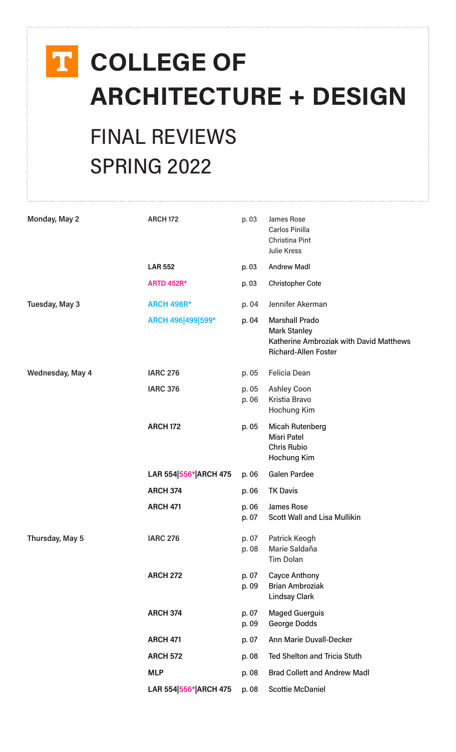# COLLEGE OF ARCHITECTURE + DESIGN

## FINAL REVIEWS SPRING 2022

| Day | Course | Page | Reviewers |
|---|---|---|---|
| **Monday, May 2** | **ARCH 172** | p. 03 | James Rose<br>Carlos Pinilla<br>Christina Pint<br>Julie Kress |
| | **LAR 552** | p. 03 | Andrew Madl |
| | **ARTD 452R*** | p. 03 | Christopher Cote |
| **Tuesday, May 3** | **ARCH 498R*** | p. 04 | Jennifer Akerman |
| | **ARCH 496\|499\|599*** | p. 04 | Marshall Prado<br>Mark Stanley<br>Katherine Ambroziak with David Matthews<br>Richard-Allen Foster |
| **Wednesday, May 4** | **IARC 276** | p. 05 | Felicia Dean |
| | **IARC 376** | p. 05<br>p. 06 | Ashley Coon<br>Kristia Bravo<br>Hochung Kim |
| | **ARCH 172** | p. 05 | Micah Rutenberg<br>Misri Patel<br>Chris Rubio<br>Hochung Kim |
| | **LAR 554\|556*\|ARCH 475** | p. 06 | Galen Pardee |
| | **ARCH 374** | p. 06 | TK Davis |
| | **ARCH 471** | p. 06<br>p. 07 | James Rose<br>Scott Wall and Lisa Mullikin |
| **Thursday, May 5** | **IARC 276** | p. 07<br>p. 08 | Patrick Keogh<br>Marie Saldaña<br>Tim Dolan |
| | **ARCH 272** | p. 07<br>p. 09 | Cayce Anthony<br>Brian Ambroziak<br>Lindsay Clark |
| | **ARCH 374** | p. 07<br>p. 09 | Maged Guerguis<br>George Dodds |
| | **ARCH 471** | p. 07 | Ann Marie Duvall-Decker |
| | **ARCH 572** | p. 08 | Ted Shelton and Tricia Stuth |
| | **MLP** | p. 08 | Brad Collett and Andrew Madl |
| | **LAR 554\|556*\|ARCH 475** | p. 08 | Scottie McDaniel |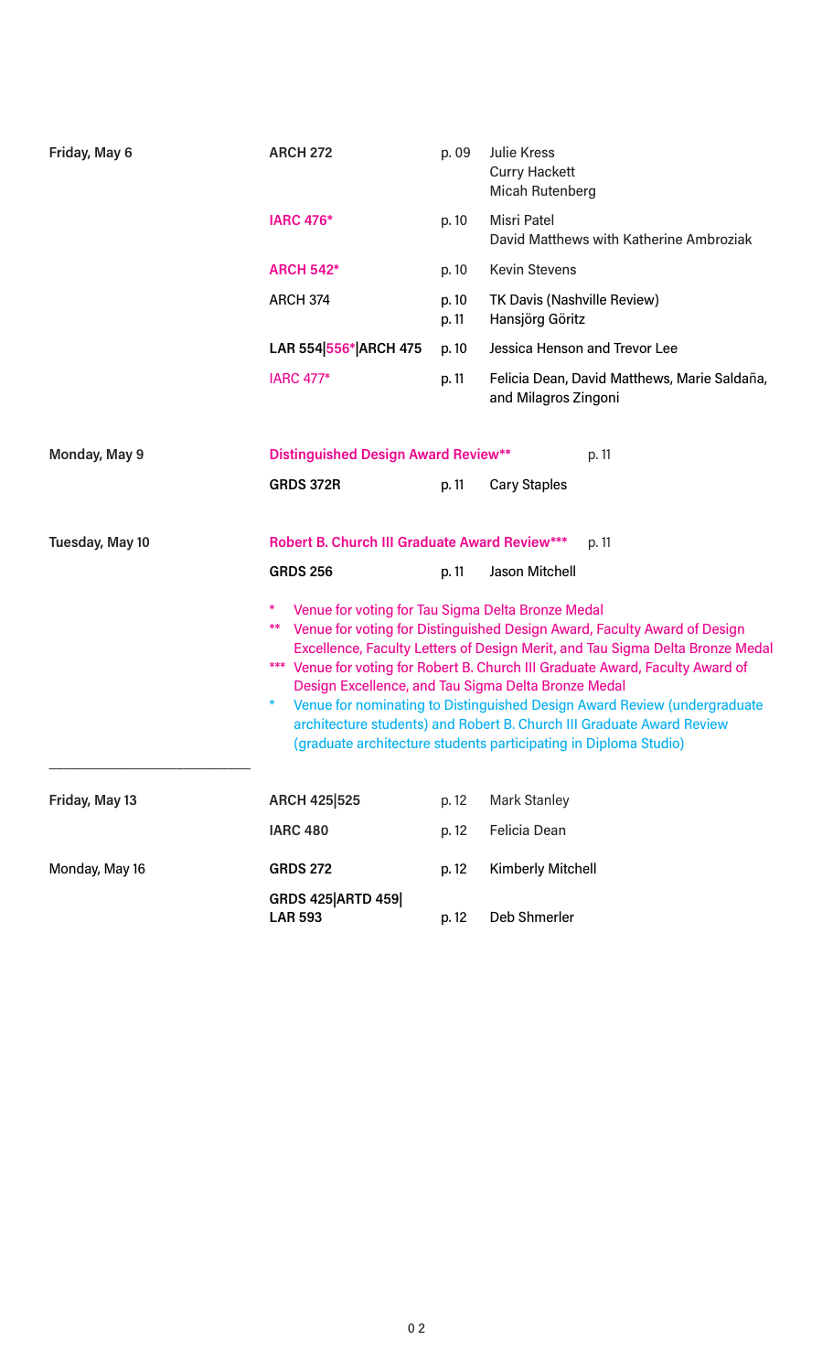| Date | Course | Page | Faculty |
|---|---|---|---|
| Friday, May 6 | **ARCH 272** | p. 09 | Julie Kress<br>Curry Hackett<br>Micah Rutenberg |
| | **IARC 476*** | p. 10 | Misri Patel<br>David Matthews with Katherine Ambroziak |
| | **ARCH 542*** | p. 10 | Kevin Stevens |
| | ARCH 374 | p. 10<br>p. 11 | TK Davis (Nashville Review)<br>Hansjörg Göritz |
| | **LAR 554\|556*\|ARCH 475** | p. 10 | Jessica Henson and Trevor Lee |
| | IARC 477* | p. 11 | Felicia Dean, David Matthews, Marie Saldaña, and Milagros Zingoni |
| Monday, May 9 | **Distinguished Design Award Review**** | p. 11 | |
| | **GRDS 372R** | p. 11 | Cary Staples |
| Tuesday, May 10 | **Robert B. Church III Graduate Award Review***** | p. 11 | |
| | **GRDS 256** | p. 11 | Jason Mitchell |

\* Venue for voting for Tau Sigma Delta Bronze Medal

** Venue for voting for Distinguished Design Award, Faculty Award of Design Excellence, Faculty Letters of Design Merit, and Tau Sigma Delta Bronze Medal

*** Venue for voting for Robert B. Church III Graduate Award, Faculty Award of Design Excellence, and Tau Sigma Delta Bronze Medal

\* Venue for nominating to Distinguished Design Award Review (undergraduate architecture students) and Robert B. Church III Graduate Award Review (graduate architecture students participating in Diploma Studio)

---

| Date | Course | Page | Faculty |
|---|---|---|---|
| Friday, May 13 | **ARCH 425\|525** | p. 12 | Mark Stanley |
| | **IARC 480** | p. 12 | Felicia Dean |
| Monday, May 16 | **GRDS 272** | p. 12 | Kimberly Mitchell |
| | **GRDS 425\|ARTD 459\|LAR 593** | p. 12 | Deb Shmerler |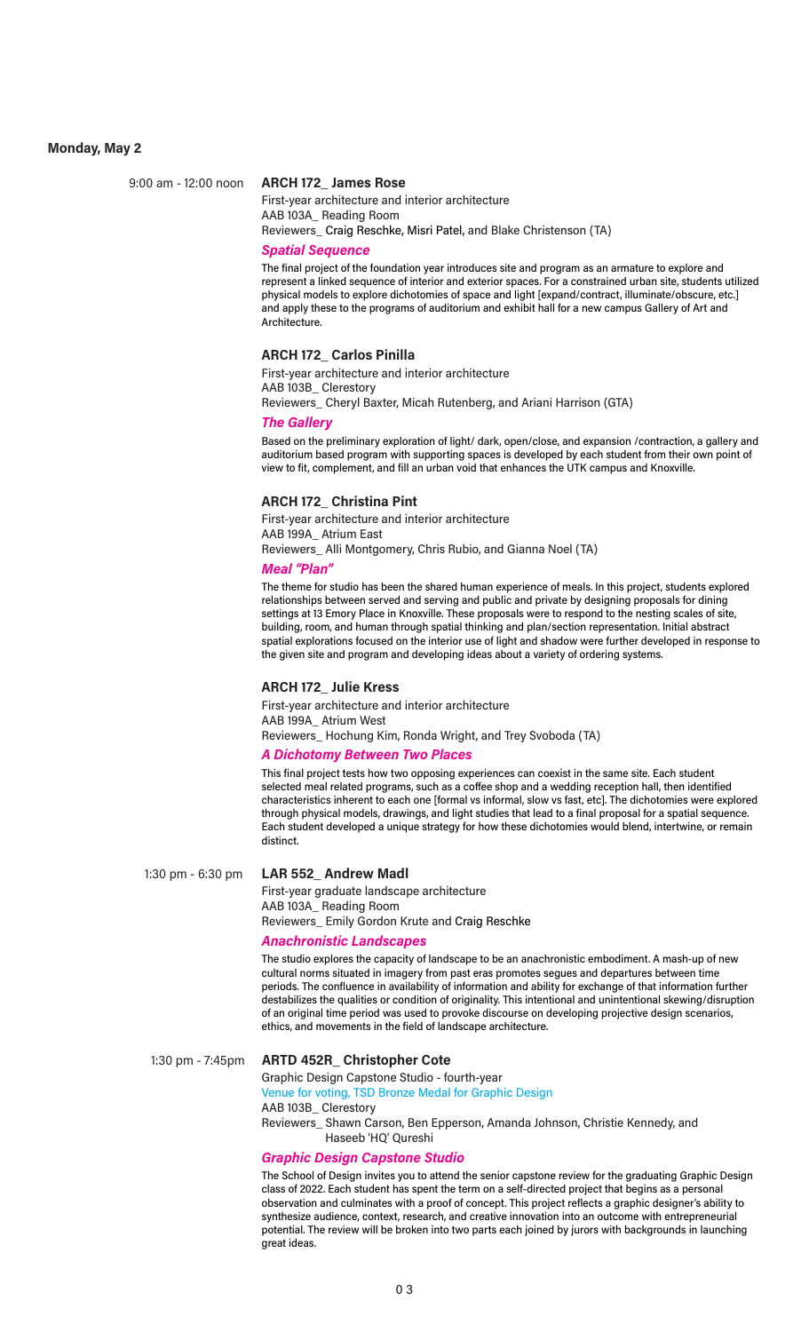## Monday, May 2

9:00 am - 12:00 noon

### ARCH 172_ James Rose

First-year architecture and interior architecture
AAB 103A_ Reading Room
Reviewers_ Craig Reschke, Misri Patel, and Blake Christenson (TA)

***Spatial Sequence***

The final project of the foundation year introduces site and program as an armature to explore and represent a linked sequence of interior and exterior spaces. For a constrained urban site, students utilized physical models to explore dichotomies of space and light [expand/contract, illuminate/obscure, etc.] and apply these to the programs of auditorium and exhibit hall for a new campus Gallery of Art and Architecture.

### ARCH 172_ Carlos Pinilla

First-year architecture and interior architecture
AAB 103B_ Clerestory
Reviewers_ Cheryl Baxter, Micah Rutenberg, and Ariani Harrison (GTA)

***The Gallery***

Based on the preliminary exploration of light/ dark, open/close, and expansion /contraction, a gallery and auditorium based program with supporting spaces is developed by each student from their own point of view to fit, complement, and fill an urban void that enhances the UTK campus and Knoxville.

### ARCH 172_ Christina Pint

First-year architecture and interior architecture
AAB 199A_ Atrium East
Reviewers_ Alli Montgomery, Chris Rubio, and Gianna Noel (TA)

***Meal "Plan"***

The theme for studio has been the shared human experience of meals. In this project, students explored relationships between served and serving and public and private by designing proposals for dining settings at 13 Emory Place in Knoxville. These proposals were to respond to the nesting scales of site, building, room, and human through spatial thinking and plan/section representation. Initial abstract spatial explorations focused on the interior use of light and shadow were further developed in response to the given site and program and developing ideas about a variety of ordering systems.

### ARCH 172_ Julie Kress

First-year architecture and interior architecture
AAB 199A_ Atrium West
Reviewers_ Hochung Kim, Ronda Wright, and Trey Svoboda (TA)

***A Dichotomy Between Two Places***

This final project tests how two opposing experiences can coexist in the same site. Each student selected meal related programs, such as a coffee shop and a wedding reception hall, then identified characteristics inherent to each one [formal vs informal, slow vs fast, etc]. The dichotomies were explored through physical models, drawings, and light studies that lead to a final proposal for a spatial sequence. Each student developed a unique strategy for how these dichotomies would blend, intertwine, or remain distinct.

1:30 pm - 6:30 pm

### LAR 552_ Andrew Madl

First-year graduate landscape architecture
AAB 103A_ Reading Room
Reviewers_ Emily Gordon Krute and Craig Reschke

***Anachronistic Landscapes***

The studio explores the capacity of landscape to be an anachronistic embodiment. A mash-up of new cultural norms situated in imagery from past eras promotes segues and departures between time periods. The confluence in availability of information and ability for exchange of that information further destabilizes the qualities or condition of originality. This intentional and unintentional skewing/disruption of an original time period was used to provoke discourse on developing projective design scenarios, ethics, and movements in the field of landscape architecture.

1:30 pm - 7:45pm

### ARTD 452R_ Christopher Cote

Graphic Design Capstone Studio - fourth-year
Venue for voting, TSD Bronze Medal for Graphic Design
AAB 103B_ Clerestory
Reviewers_ Shawn Carson, Ben Epperson, Amanda Johnson, Christie Kennedy, and Haseeb 'HQ' Qureshi

***Graphic Design Capstone Studio***

The School of Design invites you to attend the senior capstone review for the graduating Graphic Design class of 2022. Each student has spent the term on a self-directed project that begins as a personal observation and culminates with a proof of concept. This project reflects a graphic designer's ability to synthesize audience, context, research, and creative innovation into an outcome with entrepreneurial potential. The review will be broken into two parts each joined by jurors with backgrounds in launching great ideas.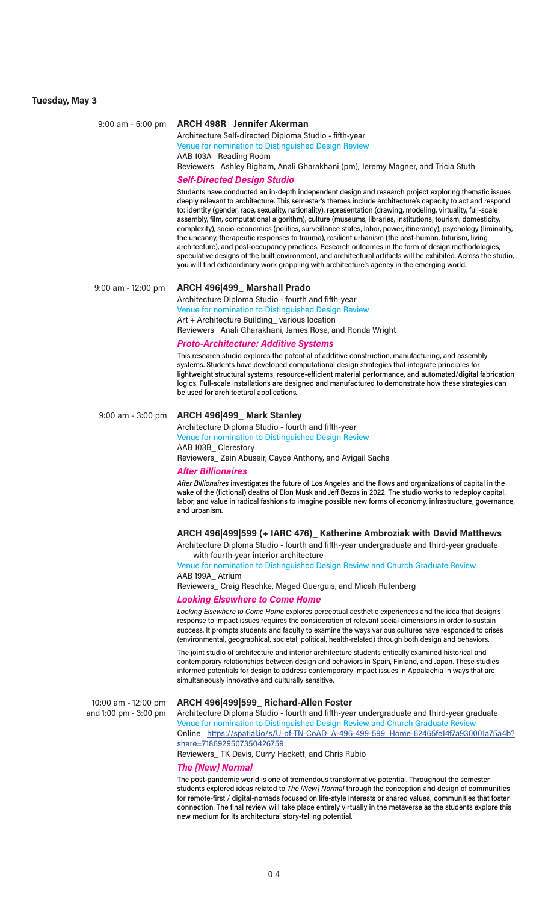## Tuesday, May 3

**9:00 am - 5:00 pm**

### ARCH 498R_ Jennifer Akerman

Architecture Self-directed Diploma Studio - fifth-year
Venue for nomination to Distinguished Design Review
AAB 103A_ Reading Room
Reviewers_ Ashley Bigham, Anali Gharakhani (pm), Jeremy Magner, and Tricia Stuth

***Self-Directed Design Studio***

Students have conducted an in-depth independent design and research project exploring thematic issues deeply relevant to architecture. This semester's themes include architecture's capacity to act and respond to: identity (gender, race, sexuality, nationality), representation (drawing, modeling, virtuality, full-scale assembly, film, computational algorithm), culture (museums, libraries, institutions, tourism, domesticity, complexity), socio-economics (politics, surveillance states, labor, power, itinerancy), psychology (liminality, the uncanny, therapeutic responses to trauma), resilient urbanism (the post-human, futurism, living architecture), and post-occupancy practices. Research outcomes in the form of design methodologies, speculative designs of the built environment, and architectural artifacts will be exhibited. Across the studio, you will find extraordinary work grappling with architecture's agency in the emerging world.

**9:00 am - 12:00 pm**

### ARCH 496|499_ Marshall Prado

Architecture Diploma Studio - fourth and fifth-year
Venue for nomination to Distinguished Design Review
Art + Architecture Building_ various location
Reviewers_ Anali Gharakhani, James Rose, and Ronda Wright

***Proto-Architecture: Additive Systems***

This research studio explores the potential of additive construction, manufacturing, and assembly systems. Students have developed computational design strategies that integrate principles for lightweight structural systems, resource-efficient material performance, and automated/digital fabrication logics. Full-scale installations are designed and manufactured to demonstrate how these strategies can be used for architectural applications.

**9:00 am - 3:00 pm**

### ARCH 496|499_ Mark Stanley

Architecture Diploma Studio - fourth and fifth-year
Venue for nomination to Distinguished Design Review
AAB 103B_ Clerestory
Reviewers_ Zain Abuseir, Cayce Anthony, and Avigail Sachs

***After Billionaires***

*After Billionaires* investigates the future of Los Angeles and the flows and organizations of capital in the wake of the (fictional) deaths of Elon Musk and Jeff Bezos in 2022. The studio works to redeploy capital, labor, and value in radical fashions to imagine possible new forms of economy, infrastructure, governance, and urbanism.

### ARCH 496|499|599 (+ IARC 476)_ Katherine Ambroziak with David Matthews

Architecture Diploma Studio - fourth and fifth-year undergraduate and third-year graduate with fourth-year interior architecture
Venue for nomination to Distinguished Design Review and Church Graduate Review
AAB 199A_ Atrium
Reviewers_ Craig Reschke, Maged Guerguis, and Micah Rutenberg

***Looking Elsewhere to Come Home***

*Looking Elsewhere to Come Home* explores perceptual aesthetic experiences and the idea that design's response to impact issues requires the consideration of relevant social dimensions in order to sustain success. It prompts students and faculty to examine the ways various cultures have responded to crises (environmental, geographical, societal, political, health-related) through both design and behaviors.

The joint studio of architecture and interior architecture students critically examined historical and contemporary relationships between design and behaviors in Spain, Finland, and Japan. These studies informed potentials for design to address contemporary impact issues in Appalachia in ways that are simultaneously innovative and culturally sensitive.

**10:00 am - 12:00 pm and 1:00 pm - 3:00 pm**

### ARCH 496|499|599_ Richard-Allen Foster

Architecture Diploma Studio - fourth and fifth-year undergraduate and third-year graduate
Venue for nomination to Distinguished Design Review and Church Graduate Review
Online_ https://spatial.io/s/U-of-TN-CoAD_A-496-499-599_Home-62465fe14f7a930001a75a4b?share=7186929507350426759
Reviewers_ TK Davis, Curry Hackett, and Chris Rubio

***The [New] Normal***

The post-pandemic world is one of tremendous transformative potential. Throughout the semester students explored ideas related to *The [New] Normal* through the conception and design of communities for remote-first / digital-nomads focused on life-style interests or shared values; communities that foster connection. The final review will take place entirely virtually in the metaverse as the students explore this new medium for its architectural story-telling potential.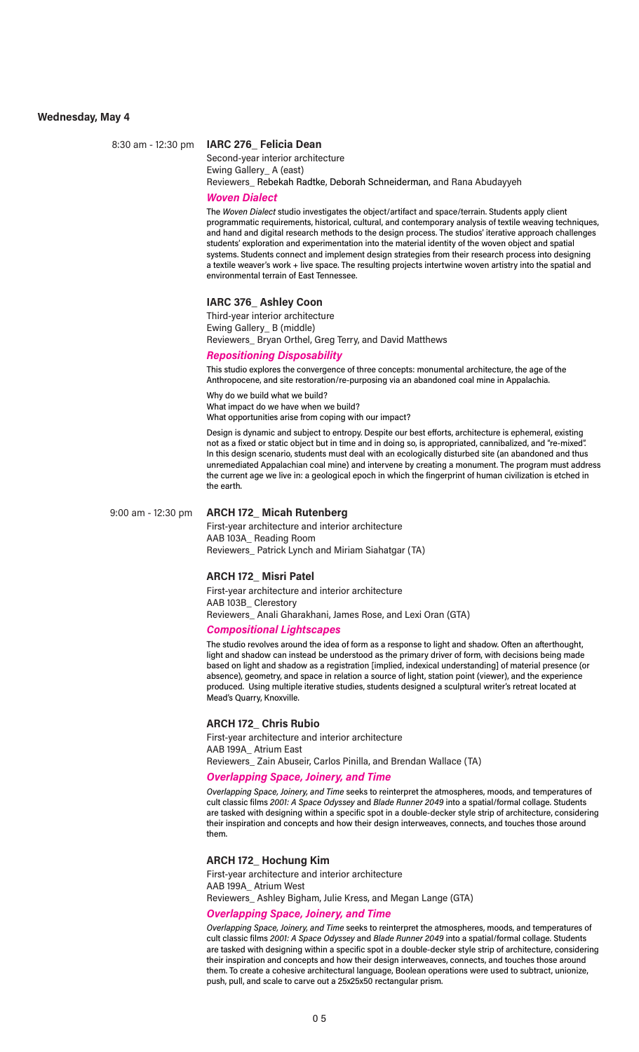## Wednesday, May 4

8:30 am - 12:30 pm

### IARC 276_ Felicia Dean

Second-year interior architecture
Ewing Gallery_ A (east)
Reviewers_ Rebekah Radtke, Deborah Schneiderman, and Rana Abudayyeh

***Woven Dialect***

The *Woven Dialect* studio investigates the object/artifact and space/terrain. Students apply client programmatic requirements, historical, cultural, and contemporary analysis of textile weaving techniques, and hand and digital research methods to the design process. The studios' iterative approach challenges students' exploration and experimentation into the material identity of the woven object and spatial systems. Students connect and implement design strategies from their research process into designing a textile weaver's work + live space. The resulting projects intertwine woven artistry into the spatial and environmental terrain of East Tennessee.

### IARC 376_ Ashley Coon

Third-year interior architecture
Ewing Gallery_ B (middle)
Reviewers_ Bryan Orthel, Greg Terry, and David Matthews

***Repositioning Disposability***

This studio explores the convergence of three concepts: monumental architecture, the age of the Anthropocene, and site restoration/re-purposing via an abandoned coal mine in Appalachia.

Why do we build what we build?
What impact do we have when we build?
What opportunities arise from coping with our impact?

Design is dynamic and subject to entropy. Despite our best efforts, architecture is ephemeral, existing not as a fixed or static object but in time and in doing so, is appropriated, cannibalized, and "re-mixed". In this design scenario, students must deal with an ecologically disturbed site (an abandoned and thus unremediated Appalachian coal mine) and intervene by creating a monument. The program must address the current age we live in: a geological epoch in which the fingerprint of human civilization is etched in the earth.

9:00 am - 12:30 pm

### ARCH 172_ Micah Rutenberg

First-year architecture and interior architecture
AAB 103A_ Reading Room
Reviewers_ Patrick Lynch and Miriam Siahatgar (TA)

### ARCH 172_ Misri Patel

First-year architecture and interior architecture
AAB 103B_ Clerestory
Reviewers_ Anali Gharakhani, James Rose, and Lexi Oran (GTA)

***Compositional Lightscapes***

The studio revolves around the idea of form as a response to light and shadow. Often an afterthought, light and shadow can instead be understood as the primary driver of form, with decisions being made based on light and shadow as a registration [implied, indexical understanding] of material presence (or absence), geometry, and space in relation a source of light, station point (viewer), and the experience produced. Using multiple iterative studies, students designed a sculptural writer's retreat located at Mead's Quarry, Knoxville.

### ARCH 172_ Chris Rubio

First-year architecture and interior architecture
AAB 199A_ Atrium East
Reviewers_ Zain Abuseir, Carlos Pinilla, and Brendan Wallace (TA)

***Overlapping Space, Joinery, and Time***

*Overlapping Space, Joinery, and Time* seeks to reinterpret the atmospheres, moods, and temperatures of cult classic films *2001: A Space Odyssey* and *Blade Runner 2049* into a spatial/formal collage. Students are tasked with designing within a specific spot in a double-decker style strip of architecture, considering their inspiration and concepts and how their design interweaves, connects, and touches those around them.

### ARCH 172_ Hochung Kim

First-year architecture and interior architecture
AAB 199A_ Atrium West
Reviewers_ Ashley Bigham, Julie Kress, and Megan Lange (GTA)

***Overlapping Space, Joinery, and Time***

*Overlapping Space, Joinery, and Time* seeks to reinterpret the atmospheres, moods, and temperatures of cult classic films *2001: A Space Odyssey* and *Blade Runner 2049* into a spatial/formal collage. Students are tasked with designing within a specific spot in a double-decker style strip of architecture, considering their inspiration and concepts and how their design interweaves, connects, and touches those around them. To create a cohesive architectural language, Boolean operations were used to subtract, unionize, push, pull, and scale to carve out a 25x25x50 rectangular prism.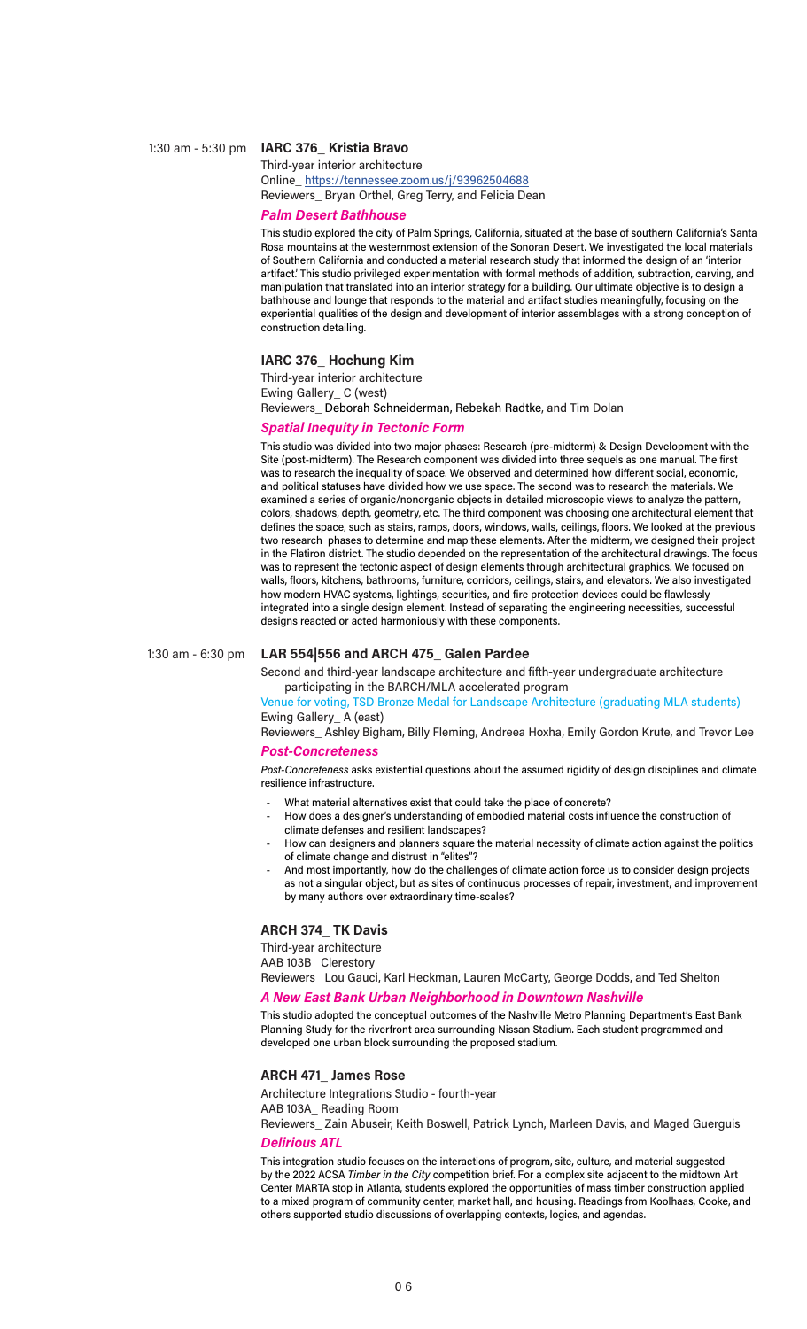1:30 am - 5:30 pm **IARC 376_ Kristia Bravo**

Third-year interior architecture
Online_ https://tennessee.zoom.us/j/93962504688
Reviewers_ Bryan Orthel, Greg Terry, and Felicia Dean

***Palm Desert Bathhouse***

This studio explored the city of Palm Springs, California, situated at the base of southern California's Santa Rosa mountains at the westernmost extension of the Sonoran Desert. We investigated the local materials of Southern California and conducted a material research study that informed the design of an 'interior artifact.' This studio privileged experimentation with formal methods of addition, subtraction, carving, and manipulation that translated into an interior strategy for a building. Our ultimate objective is to design a bathhouse and lounge that responds to the material and artifact studies meaningfully, focusing on the experiential qualities of the design and development of interior assemblages with a strong conception of construction detailing.

**IARC 376_ Hochung Kim**

Third-year interior architecture
Ewing Gallery_ C (west)
Reviewers_ Deborah Schneiderman, Rebekah Radtke, and Tim Dolan

***Spatial Inequity in Tectonic Form***

This studio was divided into two major phases: Research (pre-midterm) & Design Development with the Site (post-midterm). The Research component was divided into three sequels as one manual. The first was to research the inequality of space. We observed and determined how different social, economic, and political statuses have divided how we use space. The second was to research the materials. We examined a series of organic/nonorganic objects in detailed microscopic views to analyze the pattern, colors, shadows, depth, geometry, etc. The third component was choosing one architectural element that defines the space, such as stairs, ramps, doors, windows, walls, ceilings, floors. We looked at the previous two research phases to determine and map these elements. After the midterm, we designed their project in the Flatiron district. The studio depended on the representation of the architectural drawings. The focus was to represent the tectonic aspect of design elements through architectural graphics. We focused on walls, floors, kitchens, bathrooms, furniture, corridors, ceilings, stairs, and elevators. We also investigated how modern HVAC systems, lightings, securities, and fire protection devices could be flawlessly integrated into a single design element. Instead of separating the engineering necessities, successful designs reacted or acted harmoniously with these components.

1:30 am - 6:30 pm **LAR 554|556 and ARCH 475_ Galen Pardee**

Second and third-year landscape architecture and fifth-year undergraduate architecture participating in the BARCH/MLA accelerated program
Venue for voting, TSD Bronze Medal for Landscape Architecture (graduating MLA students)
Ewing Gallery_ A (east)
Reviewers_ Ashley Bigham, Billy Fleming, Andreea Hoxha, Emily Gordon Krute, and Trevor Lee

***Post-Concreteness***

*Post-Concreteness* asks existential questions about the assumed rigidity of design disciplines and climate resilience infrastructure.

- What material alternatives exist that could take the place of concrete?
- How does a designer's understanding of embodied material costs influence the construction of climate defenses and resilient landscapes?
- How can designers and planners square the material necessity of climate action against the politics of climate change and distrust in "elites"?
- And most importantly, how do the challenges of climate action force us to consider design projects as not a singular object, but as sites of continuous processes of repair, investment, and improvement by many authors over extraordinary time-scales?

**ARCH 374_ TK Davis**

Third-year architecture
AAB 103B_ Clerestory
Reviewers_ Lou Gauci, Karl Heckman, Lauren McCarty, George Dodds, and Ted Shelton

***A New East Bank Urban Neighborhood in Downtown Nashville***

This studio adopted the conceptual outcomes of the Nashville Metro Planning Department's East Bank Planning Study for the riverfront area surrounding Nissan Stadium. Each student programmed and developed one urban block surrounding the proposed stadium.

**ARCH 471_ James Rose**

Architecture Integrations Studio - fourth-year
AAB 103A_ Reading Room
Reviewers_ Zain Abuseir, Keith Boswell, Patrick Lynch, Marleen Davis, and Maged Guerguis

***Delirious ATL***

This integration studio focuses on the interactions of program, site, culture, and material suggested by the 2022 ACSA *Timber in the City* competition brief. For a complex site adjacent to the midtown Art Center MARTA stop in Atlanta, students explored the opportunities of mass timber construction applied to a mixed program of community center, market hall, and housing. Readings from Koolhaas, Cooke, and others supported studio discussions of overlapping contexts, logics, and agendas.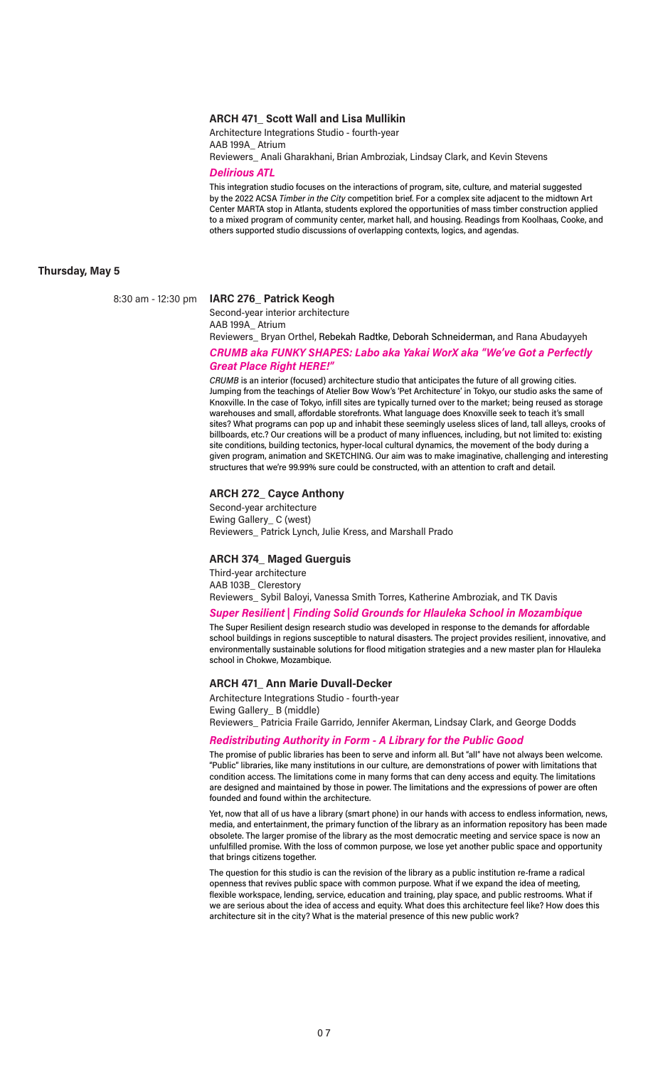### ARCH 471_ Scott Wall and Lisa Mullikin

Architecture Integrations Studio - fourth-year
AAB 199A_ Atrium
Reviewers_ Anali Gharakhani, Brian Ambroziak, Lindsay Clark, and Kevin Stevens

***Delirious ATL***

This integration studio focuses on the interactions of program, site, culture, and material suggested by the 2022 ACSA *Timber in the City* competition brief. For a complex site adjacent to the midtown Art Center MARTA stop in Atlanta, students explored the opportunities of mass timber construction applied to a mixed program of community center, market hall, and housing. Readings from Koolhaas, Cooke, and others supported studio discussions of overlapping contexts, logics, and agendas.

## Thursday, May 5

8:30 am - 12:30 pm

### IARC 276_ Patrick Keogh

Second-year interior architecture
AAB 199A_ Atrium
Reviewers_ Bryan Orthel, Rebekah Radtke, Deborah Schneiderman, and Rana Abudayyeh

***CRUMB aka FUNKY SHAPES: Labo aka Yakai WorX aka "We've Got a Perfectly Great Place Right HERE!"***

*CRUMB* is an interior (focused) architecture studio that anticipates the future of all growing cities. Jumping from the teachings of Atelier Bow Wow's 'Pet Architecture' in Tokyo, our studio asks the same of Knoxville. In the case of Tokyo, infill sites are typically turned over to the market; being reused as storage warehouses and small, affordable storefronts. What language does Knoxville seek to teach it's small sites? What programs can pop up and inhabit these seemingly useless slices of land, tall alleys, crooks of billboards, etc.? Our creations will be a product of many influences, including, but not limited to: existing site conditions, building tectonics, hyper-local cultural dynamics, the movement of the body during a given program, animation and SKETCHING. Our aim was to make imaginative, challenging and interesting structures that we're 99.99% sure could be constructed, with an attention to craft and detail.

### ARCH 272_ Cayce Anthony

Second-year architecture
Ewing Gallery_ C (west)
Reviewers_ Patrick Lynch, Julie Kress, and Marshall Prado

### ARCH 374_ Maged Guerguis

Third-year architecture
AAB 103B_ Clerestory
Reviewers_ Sybil Baloyi, Vanessa Smith Torres, Katherine Ambroziak, and TK Davis

***Super Resilient | Finding Solid Grounds for Hlauleka School in Mozambique***

The Super Resilient design research studio was developed in response to the demands for affordable school buildings in regions susceptible to natural disasters. The project provides resilient, innovative, and environmentally sustainable solutions for flood mitigation strategies and a new master plan for Hlauleka school in Chokwe, Mozambique.

### ARCH 471_ Ann Marie Duvall-Decker

Architecture Integrations Studio - fourth-year
Ewing Gallery_ B (middle)
Reviewers_ Patricia Fraile Garrido, Jennifer Akerman, Lindsay Clark, and George Dodds

***Redistributing Authority in Form - A Library for the Public Good***

The promise of public libraries has been to serve and inform all. But "all" have not always been welcome. "Public" libraries, like many institutions in our culture, are demonstrations of power with limitations that condition access. The limitations come in many forms that can deny access and equity. The limitations are designed and maintained by those in power. The limitations and the expressions of power are often founded and found within the architecture.

Yet, now that all of us have a library (smart phone) in our hands with access to endless information, news, media, and entertainment, the primary function of the library as an information repository has been made obsolete. The larger promise of the library as the most democratic meeting and service space is now an unfulfilled promise. With the loss of common purpose, we lose yet another public space and opportunity that brings citizens together.

The question for this studio is can the revision of the library as a public institution re-frame a radical openness that revives public space with common purpose. What if we expand the idea of meeting, flexible workspace, lending, service, education and training, play space, and public restrooms. What if we are serious about the idea of access and equity. What does this architecture feel like? How does this architecture sit in the city? What is the material presence of this new public work?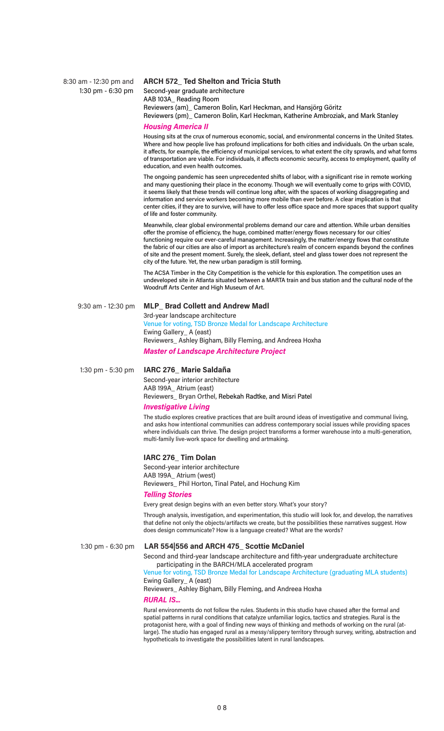8:30 am - 12:30 pm and 1:30 pm - 6:30 pm

## ARCH 572_ Ted Shelton and Tricia Stuth

Second-year graduate architecture
AAB 103A_ Reading Room
Reviewers (am)_ Cameron Bolin, Karl Heckman, and Hansjörg Göritz
Reviewers (pm)_ Cameron Bolin, Karl Heckman, Katherine Ambroziak, and Mark Stanley

### *Housing America II*

Housing sits at the crux of numerous economic, social, and environmental concerns in the United States. Where and how people live has profound implications for both cities and individuals. On the urban scale, it affects, for example, the efficiency of municipal services, to what extent the city sprawls, and what forms of transportation are viable. For individuals, it affects economic security, access to employment, quality of education, and even health outcomes.

The ongoing pandemic has seen unprecedented shifts of labor, with a significant rise in remote working and many questioning their place in the economy. Though we will eventually come to grips with COVID, it seems likely that these trends will continue long after, with the spaces of working disaggregating and information and service workers becoming more mobile than ever before. A clear implication is that center cities, if they are to survive, will have to offer less office space and more spaces that support quality of life and foster community.

Meanwhile, clear global environmental problems demand our care and attention. While urban densities offer the promise of efficiency, the huge, combined matter/energy flows necessary for our cities' functioning require our ever-careful management. Increasingly, the matter/energy flows that constitute the fabric of our cities are also of import as architecture's realm of concern expands beyond the confines of site and the present moment. Surely, the sleek, defiant, steel and glass tower does not represent the city of the future. Yet, the new urban paradigm is still forming.

The ACSA Timber in the City Competition is the vehicle for this exploration. The competition uses an undeveloped site in Atlanta situated between a MARTA train and bus station and the cultural node of the Woodruff Arts Center and High Museum of Art.

9:30 am - 12:30 pm

## MLP_ Brad Collett and Andrew Madl

3rd-year landscape architecture
Venue for voting, TSD Bronze Medal for Landscape Architecture
Ewing Gallery_ A (east)
Reviewers_ Ashley Bigham, Billy Fleming, and Andreea Hoxha

### *Master of Landscape Architecture Project*

1:30 pm - 5:30 pm

## IARC 276_ Marie Saldaña

Second-year interior architecture
AAB 199A_ Atrium (east)
Reviewers_ Bryan Orthel, Rebekah Radtke, and Misri Patel

### *Investigative Living*

The studio explores creative practices that are built around ideas of investigative and communal living, and asks how intentional communities can address contemporary social issues while providing spaces where individuals can thrive. The design project transforms a former warehouse into a multi-generation, multi-family live-work space for dwelling and artmaking.

## IARC 276_ Tim Dolan

Second-year interior architecture
AAB 199A_ Atrium (west)
Reviewers_ Phil Horton, Tinal Patel, and Hochung Kim

### *Telling Stories*

Every great design begins with an even better story. What's your story?

Through analysis, investigation, and experimentation, this studio will look for, and develop, the narratives that define not only the objects/artifacts we create, but the possibilities these narratives suggest. How does design communicate? How is a language created? What are the words?

1:30 pm - 6:30 pm

## LAR 554|556 and ARCH 475_ Scottie McDaniel

Second and third-year landscape architecture and fifth-year undergraduate architecture participating in the BARCH/MLA accelerated program
Venue for voting, TSD Bronze Medal for Landscape Architecture (graduating MLA students)
Ewing Gallery_ A (east)
Reviewers_ Ashley Bigham, Billy Fleming, and Andreea Hoxha

### *RURAL IS…*

Rural environments do not follow the rules. Students in this studio have chased after the formal and spatial patterns in rural conditions that catalyze unfamiliar logics, tactics and strategies. Rural is the protagonist here, with a goal of finding new ways of thinking and methods of working on the rural (at-large). The studio has engaged rural as a messy/slippery territory through survey, writing, abstraction and hypotheticals to investigate the possibilities latent in rural landscapes.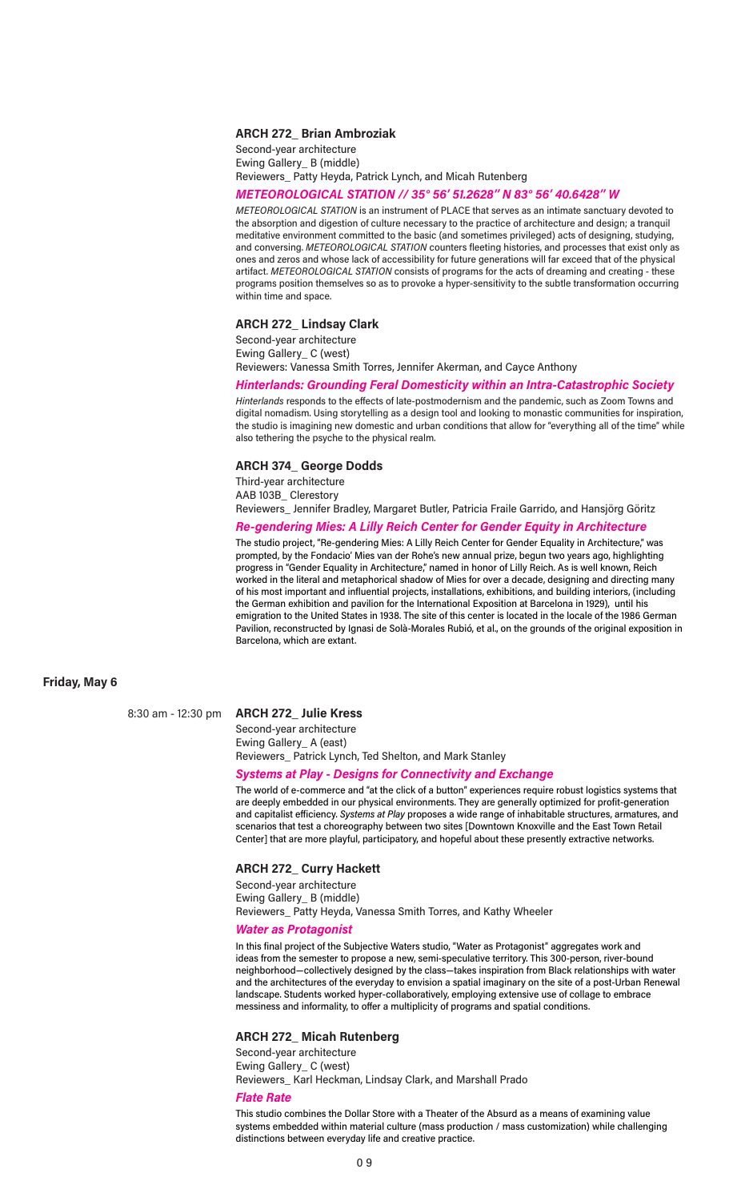### ARCH 272_ Brian Ambroziak

Second-year architecture
Ewing Gallery_ B (middle)
Reviewers_ Patty Heyda, Patrick Lynch, and Micah Rutenberg

***METEOROLOGICAL STATION // 35° 56′ 51.2628″ N 83° 56′ 40.6428″ W***

*METEOROLOGICAL STATION* is an instrument of PLACE that serves as an intimate sanctuary devoted to the absorption and digestion of culture necessary to the practice of architecture and design; a tranquil meditative environment committed to the basic (and sometimes privileged) acts of designing, studying, and conversing. *METEOROLOGICAL STATION* counters fleeting histories, and processes that exist only as ones and zeros and whose lack of accessibility for future generations will far exceed that of the physical artifact. *METEOROLOGICAL STATION* consists of programs for the acts of dreaming and creating - these programs position themselves so as to provoke a hyper-sensitivity to the subtle transformation occurring within time and space.

### ARCH 272_ Lindsay Clark

Second-year architecture
Ewing Gallery_ C (west)
Reviewers: Vanessa Smith Torres, Jennifer Akerman, and Cayce Anthony

***Hinterlands: Grounding Feral Domesticity within an Intra-Catastrophic Society***

*Hinterlands* responds to the effects of late-postmodernism and the pandemic, such as Zoom Towns and digital nomadism. Using storytelling as a design tool and looking to monastic communities for inspiration, the studio is imagining new domestic and urban conditions that allow for "everything all of the time" while also tethering the psyche to the physical realm.

### ARCH 374_ George Dodds

Third-year architecture
AAB 103B_ Clerestory
Reviewers_ Jennifer Bradley, Margaret Butler, Patricia Fraile Garrido, and Hansjörg Göritz

***Re-gendering Mies: A Lilly Reich Center for Gender Equity in Architecture***

The studio project, "Re-gendering Mies: A Lilly Reich Center for Gender Equality in Architecture," was prompted, by the Fondacio' Mies van der Rohe's new annual prize, begun two years ago, highlighting progress in "Gender Equality in Architecture," named in honor of Lilly Reich. As is well known, Reich worked in the literal and metaphorical shadow of Mies for over a decade, designing and directing many of his most important and influential projects, installations, exhibitions, and building interiors, (including the German exhibition and pavilion for the International Exposition at Barcelona in 1929), until his emigration to the United States in 1938. The site of this center is located in the locale of the 1986 German Pavilion, reconstructed by Ignasi de Solà-Morales Rubió, et al., on the grounds of the original exposition in Barcelona, which are extant.

## Friday, May 6

8:30 am - 12:30 pm

### ARCH 272_ Julie Kress

Second-year architecture
Ewing Gallery_ A (east)
Reviewers_ Patrick Lynch, Ted Shelton, and Mark Stanley

***Systems at Play - Designs for Connectivity and Exchange***

The world of e-commerce and "at the click of a button" experiences require robust logistics systems that are deeply embedded in our physical environments. They are generally optimized for profit-generation and capitalist efficiency. *Systems at Play* proposes a wide range of inhabitable structures, armatures, and scenarios that test a choreography between two sites [Downtown Knoxville and the East Town Retail Center] that are more playful, participatory, and hopeful about these presently extractive networks.

### ARCH 272_ Curry Hackett

Second-year architecture
Ewing Gallery_ B (middle)
Reviewers_ Patty Heyda, Vanessa Smith Torres, and Kathy Wheeler

***Water as Protagonist***

In this final project of the Subjective Waters studio, "Water as Protagonist" aggregates work and ideas from the semester to propose a new, semi-speculative territory. This 300-person, river-bound neighborhood—collectively designed by the class—takes inspiration from Black relationships with water and the architectures of the everyday to envision a spatial imaginary on the site of a post-Urban Renewal landscape. Students worked hyper-collaboratively, employing extensive use of collage to embrace messiness and informality, to offer a multiplicity of programs and spatial conditions.

### ARCH 272_ Micah Rutenberg

Second-year architecture
Ewing Gallery_ C (west)
Reviewers_ Karl Heckman, Lindsay Clark, and Marshall Prado

***Flate Rate***

This studio combines the Dollar Store with a Theater of the Absurd as a means of examining value systems embedded within material culture (mass production / mass customization) while challenging distinctions between everyday life and creative practice.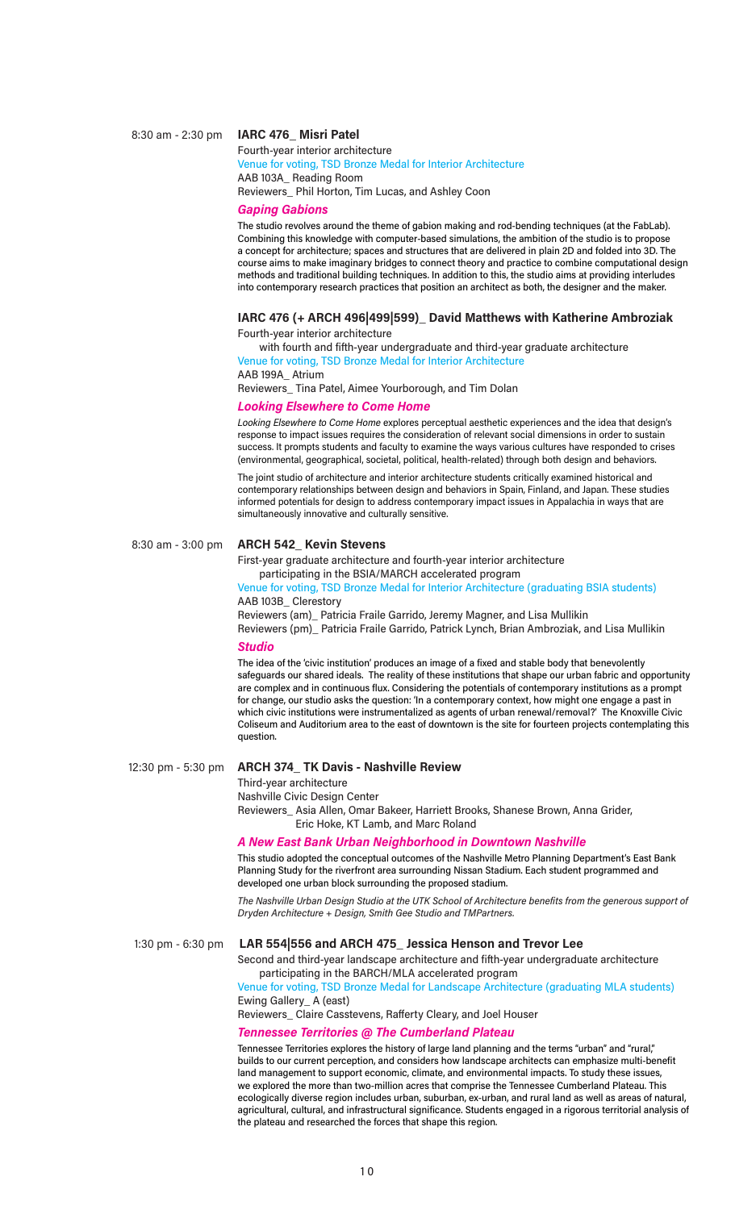8:30 am - 2:30 pm

### IARC 476_ Misri Patel

Fourth-year interior architecture
Venue for voting, TSD Bronze Medal for Interior Architecture
AAB 103A_ Reading Room
Reviewers_ Phil Horton, Tim Lucas, and Ashley Coon

***Gaping Gabions***

The studio revolves around the theme of gabion making and rod-bending techniques (at the FabLab). Combining this knowledge with computer-based simulations, the ambition of the studio is to propose a concept for architecture; spaces and structures that are delivered in plain 2D and folded into 3D. The course aims to make imaginary bridges to connect theory and practice to combine computational design methods and traditional building techniques. In addition to this, the studio aims at providing interludes into contemporary research practices that position an architect as both, the designer and the maker.

### IARC 476 (+ ARCH 496|499|599)_ David Matthews with Katherine Ambroziak

Fourth-year interior architecture
with fourth and fifth-year undergraduate and third-year graduate architecture
Venue for voting, TSD Bronze Medal for Interior Architecture
AAB 199A_ Atrium
Reviewers_ Tina Patel, Aimee Yourborough, and Tim Dolan

***Looking Elsewhere to Come Home***

*Looking Elsewhere to Come Home* explores perceptual aesthetic experiences and the idea that design's response to impact issues requires the consideration of relevant social dimensions in order to sustain success. It prompts students and faculty to examine the ways various cultures have responded to crises (environmental, geographical, societal, political, health-related) through both design and behaviors.

The joint studio of architecture and interior architecture students critically examined historical and contemporary relationships between design and behaviors in Spain, Finland, and Japan. These studies informed potentials for design to address contemporary impact issues in Appalachia in ways that are simultaneously innovative and culturally sensitive.

8:30 am - 3:00 pm

### ARCH 542_ Kevin Stevens

First-year graduate architecture and fourth-year interior architecture
participating in the BSIA/MARCH accelerated program
Venue for voting, TSD Bronze Medal for Interior Architecture (graduating BSIA students)
AAB 103B_ Clerestory
Reviewers (am)_ Patricia Fraile Garrido, Jeremy Magner, and Lisa Mullikin
Reviewers (pm)_ Patricia Fraile Garrido, Patrick Lynch, Brian Ambroziak, and Lisa Mullikin

***Studio***

The idea of the 'civic institution' produces an image of a fixed and stable body that benevolently safeguards our shared ideals. The reality of these institutions that shape our urban fabric and opportunity are complex and in continuous flux. Considering the potentials of contemporary institutions as a prompt for change, our studio asks the question: 'In a contemporary context, how might one engage a past in which civic institutions were instrumentalized as agents of urban renewal/removal?' The Knoxville Civic Coliseum and Auditorium area to the east of downtown is the site for fourteen projects contemplating this question.

12:30 pm - 5:30 pm

### ARCH 374_ TK Davis - Nashville Review

Third-year architecture
Nashville Civic Design Center
Reviewers_ Asia Allen, Omar Bakeer, Harriett Brooks, Shanese Brown, Anna Grider, Eric Hoke, KT Lamb, and Marc Roland

***A New East Bank Urban Neighborhood in Downtown Nashville***

This studio adopted the conceptual outcomes of the Nashville Metro Planning Department's East Bank Planning Study for the riverfront area surrounding Nissan Stadium. Each student programmed and developed one urban block surrounding the proposed stadium.

*The Nashville Urban Design Studio at the UTK School of Architecture benefits from the generous support of Dryden Architecture + Design, Smith Gee Studio and TMPartners.*

1:30 pm - 6:30 pm

### LAR 554|556 and ARCH 475_ Jessica Henson and Trevor Lee

Second and third-year landscape architecture and fifth-year undergraduate architecture
participating in the BARCH/MLA accelerated program
Venue for voting, TSD Bronze Medal for Landscape Architecture (graduating MLA students)
Ewing Gallery_ A (east)
Reviewers_ Claire Casstevens, Rafferty Cleary, and Joel Houser

***Tennessee Territories @ The Cumberland Plateau***

Tennessee Territories explores the history of large land planning and the terms "urban" and "rural," builds to our current perception, and considers how landscape architects can emphasize multi-benefit land management to support economic, climate, and environmental impacts. To study these issues, we explored the more than two-million acres that comprise the Tennessee Cumberland Plateau. This ecologically diverse region includes urban, suburban, ex-urban, and rural land as well as areas of natural, agricultural, cultural, and infrastructural significance. Students engaged in a rigorous territorial analysis of the plateau and researched the forces that shape this region.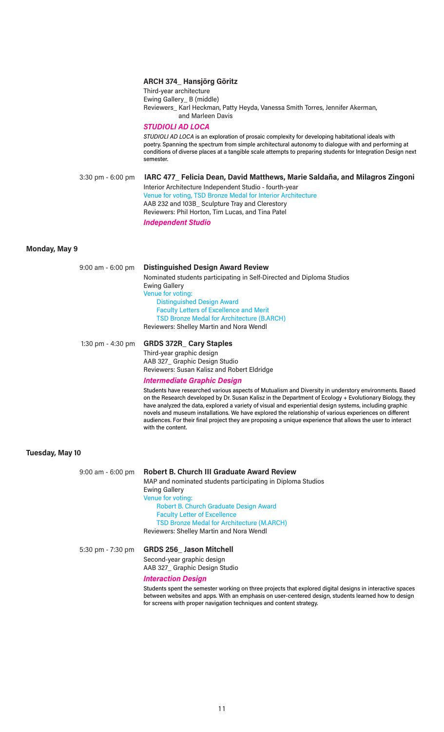**ARCH 374_ Hansjörg Göritz**
Third-year architecture
Ewing Gallery_ B (middle)
Reviewers_ Karl Heckman, Patty Heyda, Vanessa Smith Torres, Jennifer Akerman, and Marleen Davis

***STUDIOLI AD LOCA***

*STUDIOLI AD LOCA* is an exploration of prosaic complexity for developing habitational ideals with poetry. Spanning the spectrum from simple architectural autonomy to dialogue with and performing at conditions of diverse places at a tangible scale attempts to preparing students for Integration Design next semester.

3:30 pm - 6:00 pm **IARC 477_ Felicia Dean, David Matthews, Marie Saldaña, and Milagros Zingoni**
Interior Architecture Independent Studio - fourth-year
Venue for voting, TSD Bronze Medal for Interior Architecture
AAB 232 and 103B_ Sculpture Tray and Clerestory
Reviewers: Phil Horton, Tim Lucas, and Tina Patel

***Independent Studio***

## Monday, May 9

9:00 am - 6:00 pm **Distinguished Design Award Review**
Nominated students participating in Self-Directed and Diploma Studios
Ewing Gallery
Venue for voting:
- Distinguished Design Award
- Faculty Letters of Excellence and Merit
- TSD Bronze Medal for Architecture (B.ARCH)

Reviewers: Shelley Martin and Nora Wendl

1:30 pm - 4:30 pm **GRDS 372R_ Cary Staples**
Third-year graphic design
AAB 327_ Graphic Design Studio
Reviewers: Susan Kalisz and Robert Eldridge

***Intermediate Graphic Design***

Students have researched various aspects of Mutualism and Diversity in understory environments. Based on the Research developed by Dr. Susan Kalisz in the Department of Ecology + Evolutionary Biology, they have analyzed the data, explored a variety of visual and experiential design systems, including graphic novels and museum installations. We have explored the relationship of various experiences on different audiences. For their final project they are proposing a unique experience that allows the user to interact with the content.

## Tuesday, May 10

9:00 am - 6:00 pm **Robert B. Church III Graduate Award Review**
MAP and nominated students participating in Diploma Studios
Ewing Gallery
Venue for voting:
- Robert B. Church Graduate Design Award
- Faculty Letter of Excellence
- TSD Bronze Medal for Architecture (M.ARCH)

Reviewers: Shelley Martin and Nora Wendl

5:30 pm - 7:30 pm **GRDS 256_ Jason Mitchell**
Second-year graphic design
AAB 327_ Graphic Design Studio

***Interaction Design***

Students spent the semester working on three projects that explored digital designs in interactive spaces between websites and apps. With an emphasis on user-centered design, students learned how to design for screens with proper navigation techniques and content strategy.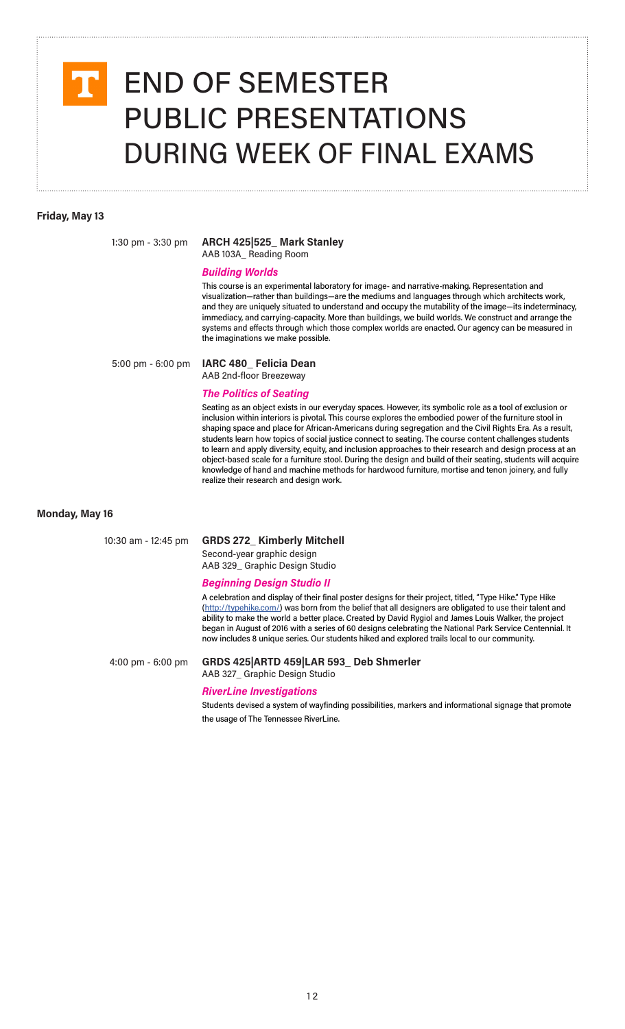# END OF SEMESTER PUBLIC PRESENTATIONS DURING WEEK OF FINAL EXAMS

## Friday, May 13

1:30 pm - 3:30 pm

**ARCH 425|525_ Mark Stanley**
AAB 103A_ Reading Room

***Building Worlds***

This course is an experimental laboratory for image- and narrative-making. Representation and visualization—rather than buildings—are the mediums and languages through which architects work, and they are uniquely situated to understand and occupy the mutability of the image—its indeterminacy, immediacy, and carrying-capacity. More than buildings, we build worlds. We construct and arrange the systems and effects through which those complex worlds are enacted. Our agency can be measured in the imaginations we make possible.

5:00 pm - 6:00 pm

**IARC 480_ Felicia Dean**
AAB 2nd-floor Breezeway

***The Politics of Seating***

Seating as an object exists in our everyday spaces. However, its symbolic role as a tool of exclusion or inclusion within interiors is pivotal. This course explores the embodied power of the furniture stool in shaping space and place for African-Americans during segregation and the Civil Rights Era. As a result, students learn how topics of social justice connect to seating. The course content challenges students to learn and apply diversity, equity, and inclusion approaches to their research and design process at an object-based scale for a furniture stool. During the design and build of their seating, students will acquire knowledge of hand and machine methods for hardwood furniture, mortise and tenon joinery, and fully realize their research and design work.

## Monday, May 16

10:30 am - 12:45 pm

**GRDS 272_ Kimberly Mitchell**
Second-year graphic design
AAB 329_ Graphic Design Studio

***Beginning Design Studio II***

A celebration and display of their final poster designs for their project, titled, "Type Hike." Type Hike (http://typehike.com/) was born from the belief that all designers are obligated to use their talent and ability to make the world a better place. Created by David Rygiol and James Louis Walker, the project began in August of 2016 with a series of 60 designs celebrating the National Park Service Centennial. It now includes 8 unique series. Our students hiked and explored trails local to our community.

4:00 pm - 6:00 pm

**GRDS 425|ARTD 459|LAR 593_ Deb Shmerler**
AAB 327_ Graphic Design Studio

***RiverLine Investigations***

Students devised a system of wayfinding possibilities, markers and informational signage that promote the usage of The Tennessee RiverLine.